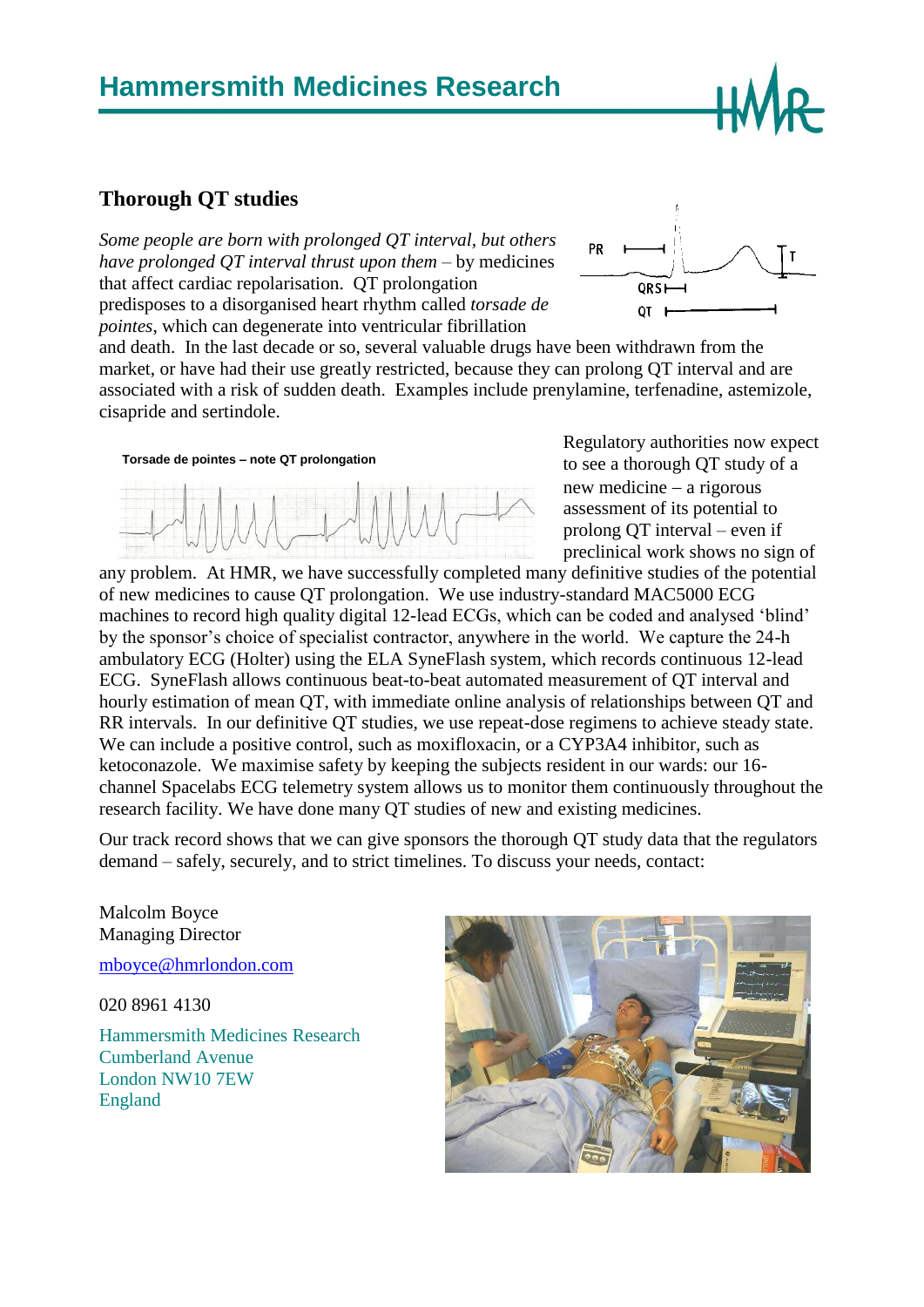# Hammersmith Medicines Research

## Thorough QT studies

*Some people are born with prolonged QT interval, but others have prolonged QT interval thrust upon them* – by medicines that affect cardiac repolarisation. QT prolongation predisposes to a disorganised heart rhythm called *torsade de pointes*, which can degenerate into ventricular fibrillation and death. In the last decade or so, several valuable drugs have been withdrawn from the market, or have had their use greatly restricted, because they can prolong QT interval and are associated with a risk of sudden death. Examples include prenylamine, terfenadine, astemizole, cisapride and sertindole.

**Torsade de pointes – note QT prolongation**

Regulatory authorities now expect to see a thorough QT study of a new medicine – a rigorous assessment of its potential to prolong QT interval – even if preclinical work shows no sign of any problem. At HMR, we have successfully completed many definitive studies of the potential of new medicines to cause QT prolongation. We use industry-standard MAC5000 ECG machines to record high quality digital 12-lead ECGs, which can be coded and analysed 'blind' by the sponsor's choice of specialist contractor, anywhere in the world. We capture the 24-h ambulatory ECG (Holter) using the ELA SyneFlash system, which records continuous 12-lead ECG. SyneFlash allows continuous beat-to-beat automated measurement of QT interval and hourly estimation of mean QT, with immediate online analysis of relationships between QT and RR intervals. In our definitive QT studies, we use repeat-dose regimens to achieve steady state. We can include a positive control, such as moxifloxacin, or a CYP3A4 inhibitor, such as ketoconazole. We maximise safety by keeping the subjects resident in our wards: our 16-channel Spacelabs ECG telemetry system allows us to monitor them continuously throughout the research facility. We have done many QT studies of new and existing medicines.

Our track record shows that we can give sponsors the thorough QT study data that the regulators demand – safely, securely, and to strict timelines. To discuss your needs, contact:

Malcolm Boyce
Managing Director

mboyce@hmrlondon.com

020 8961 4130

Hammersmith Medicines Research
Cumberland Avenue
London NW10 7EW
England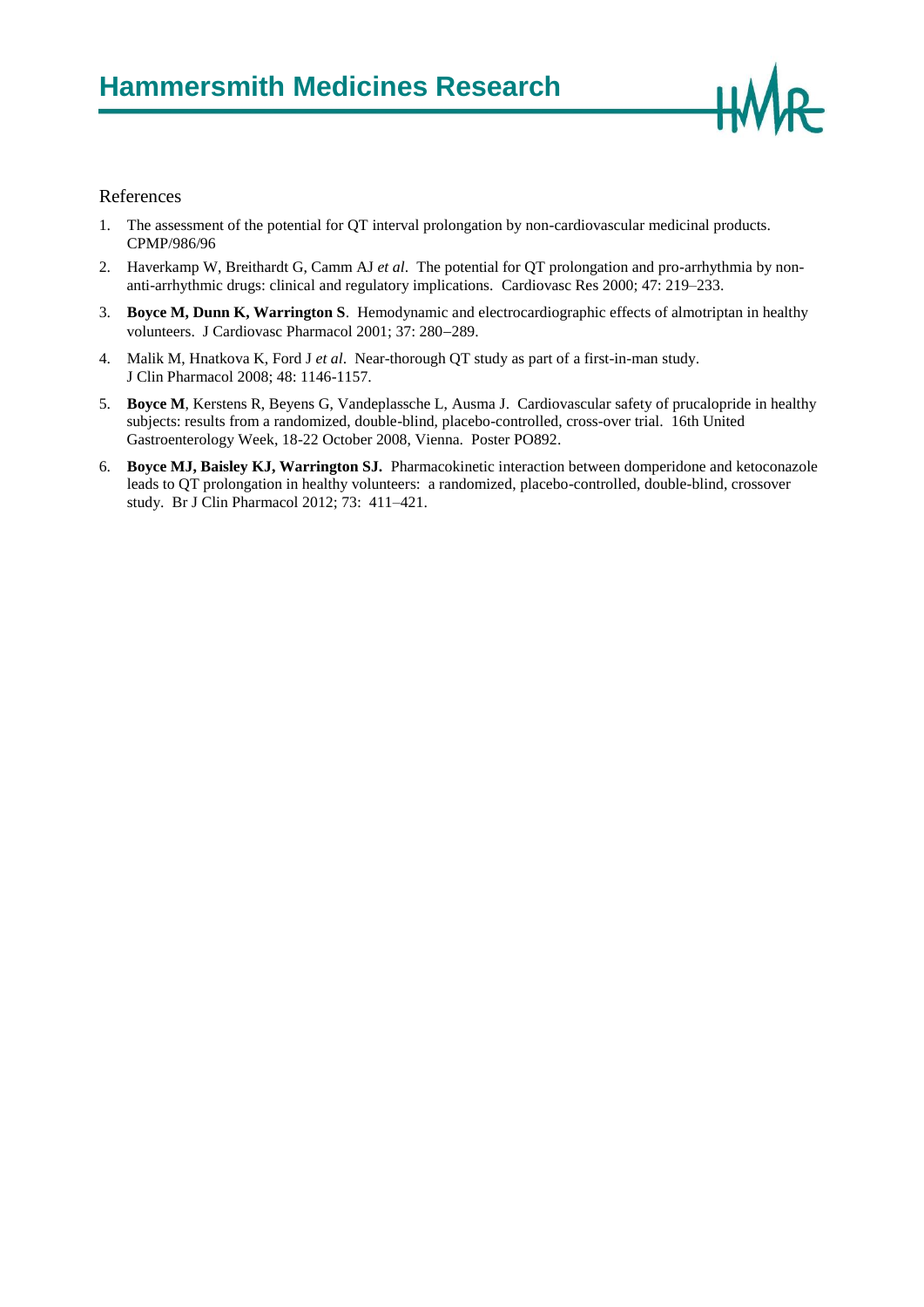References

1. The assessment of the potential for QT interval prolongation by non-cardiovascular medicinal products. CPMP/986/96
2. Haverkamp W, Breithardt G, Camm AJ *et al*. The potential for QT prolongation and pro-arrhythmia by non-anti-arrhythmic drugs: clinical and regulatory implications. Cardiovasc Res 2000; 47: 219–233.
3. **Boyce M, Dunn K, Warrington S**. Hemodynamic and electrocardiographic effects of almotriptan in healthy volunteers. J Cardiovasc Pharmacol 2001; 37: 280–289.
4. Malik M, Hnatkova K, Ford J *et al*. Near-thorough QT study as part of a first-in-man study. J Clin Pharmacol 2008; 48: 1146-1157.
5. **Boyce M**, Kerstens R, Beyens G, Vandeplassche L, Ausma J. Cardiovascular safety of prucalopride in healthy subjects: results from a randomized, double-blind, placebo-controlled, cross-over trial. 16th United Gastroenterology Week, 18-22 October 2008, Vienna. Poster PO892.
6. **Boyce MJ, Baisley KJ, Warrington SJ.** Pharmacokinetic interaction between domperidone and ketoconazole leads to QT prolongation in healthy volunteers: a randomized, placebo-controlled, double-blind, crossover study. Br J Clin Pharmacol 2012; 73: 411–421.